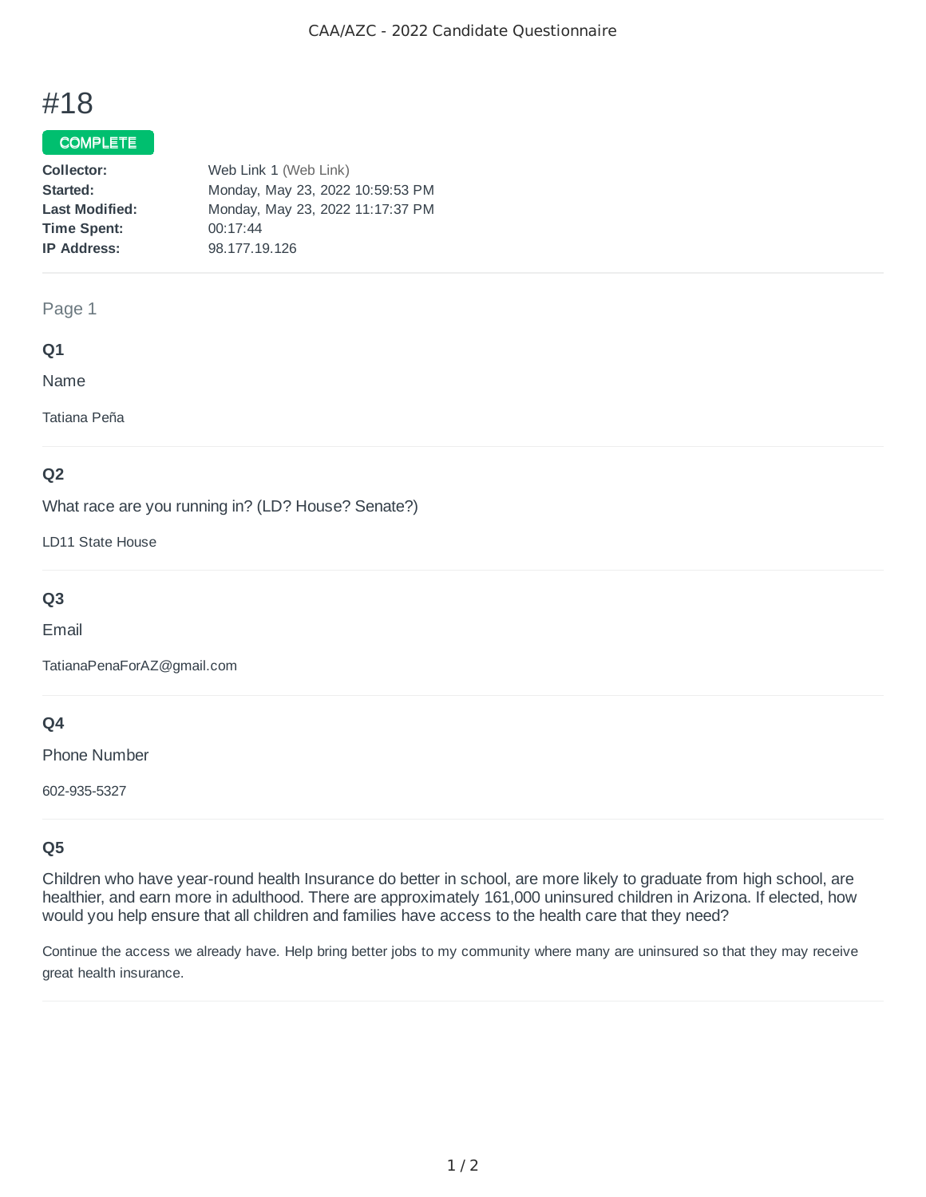CAA/AZC - 2022 Candidate Questionnaire

# #18

**COMPLETE**

| | |
|---|---|
| **Collector:** | Web Link 1 (Web Link) |
| **Started:** | Monday, May 23, 2022 10:59:53 PM |
| **Last Modified:** | Monday, May 23, 2022 11:17:37 PM |
| **Time Spent:** | 00:17:44 |
| **IP Address:** | 98.177.19.126 |

## Page 1

### Q1

Name

Tatiana Peña

### Q2

What race are you running in? (LD? House? Senate?)

LD11 State House

### Q3

Email

TatianaPenaForAZ@gmail.com

### Q4

Phone Number

602-935-5327

### Q5

Children who have year-round health Insurance do better in school, are more likely to graduate from high school, are healthier, and earn more in adulthood. There are approximately 161,000 uninsured children in Arizona. If elected, how would you help ensure that all children and families have access to the health care that they need?

Continue the access we already have. Help bring better jobs to my community where many are uninsured so that they may receive great health insurance.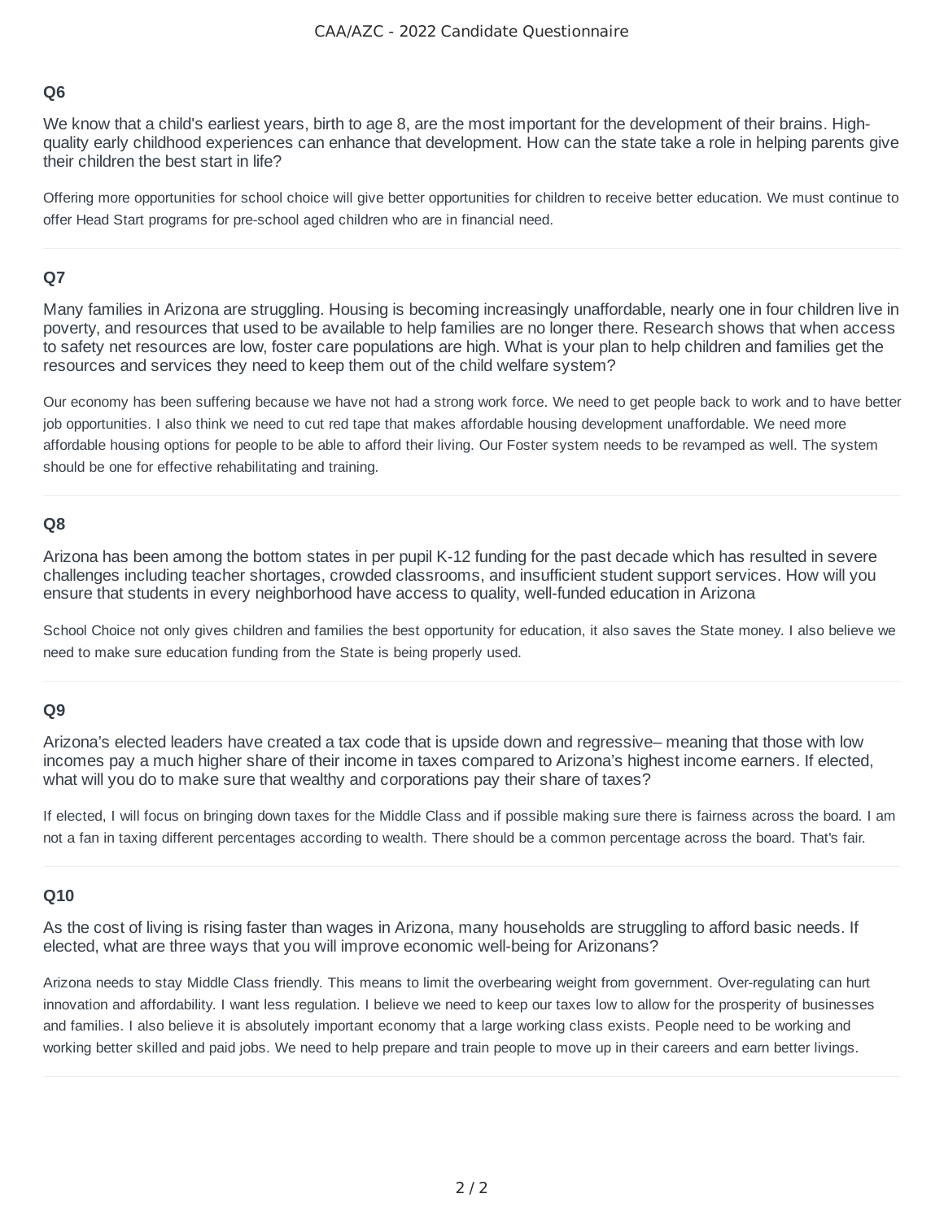### Q6

We know that a child's earliest years, birth to age 8, are the most important for the development of their brains. High-quality early childhood experiences can enhance that development. How can the state take a role in helping parents give their children the best start in life?

Offering more opportunities for school choice will give better opportunities for children to receive better education. We must continue to offer Head Start programs for pre-school aged children who are in financial need.

---

### Q7

Many families in Arizona are struggling. Housing is becoming increasingly unaffordable, nearly one in four children live in poverty, and resources that used to be available to help families are no longer there. Research shows that when access to safety net resources are low, foster care populations are high. What is your plan to help children and families get the resources and services they need to keep them out of the child welfare system?

Our economy has been suffering because we have not had a strong work force. We need to get people back to work and to have better job opportunities. I also think we need to cut red tape that makes affordable housing development unaffordable. We need more affordable housing options for people to be able to afford their living. Our Foster system needs to be revamped as well. The system should be one for effective rehabilitating and training.

---

### Q8

Arizona has been among the bottom states in per pupil K-12 funding for the past decade which has resulted in severe challenges including teacher shortages, crowded classrooms, and insufficient student support services. How will you ensure that students in every neighborhood have access to quality, well-funded education in Arizona

School Choice not only gives children and families the best opportunity for education, it also saves the State money. I also believe we need to make sure education funding from the State is being properly used.

---

### Q9

Arizona's elected leaders have created a tax code that is upside down and regressive– meaning that those with low incomes pay a much higher share of their income in taxes compared to Arizona's highest income earners. If elected, what will you do to make sure that wealthy and corporations pay their share of taxes?

If elected, I will focus on bringing down taxes for the Middle Class and if possible making sure there is fairness across the board. I am not a fan in taxing different percentages according to wealth. There should be a common percentage across the board. That's fair.

---

### Q10

As the cost of living is rising faster than wages in Arizona, many households are struggling to afford basic needs. If elected, what are three ways that you will improve economic well-being for Arizonans?

Arizona needs to stay Middle Class friendly. This means to limit the overbearing weight from government. Over-regulating can hurt innovation and affordability. I want less regulation. I believe we need to keep our taxes low to allow for the prosperity of businesses and families. I also believe it is absolutely important economy that a large working class exists. People need to be working and working better skilled and paid jobs. We need to help prepare and train people to move up in their careers and earn better livings.